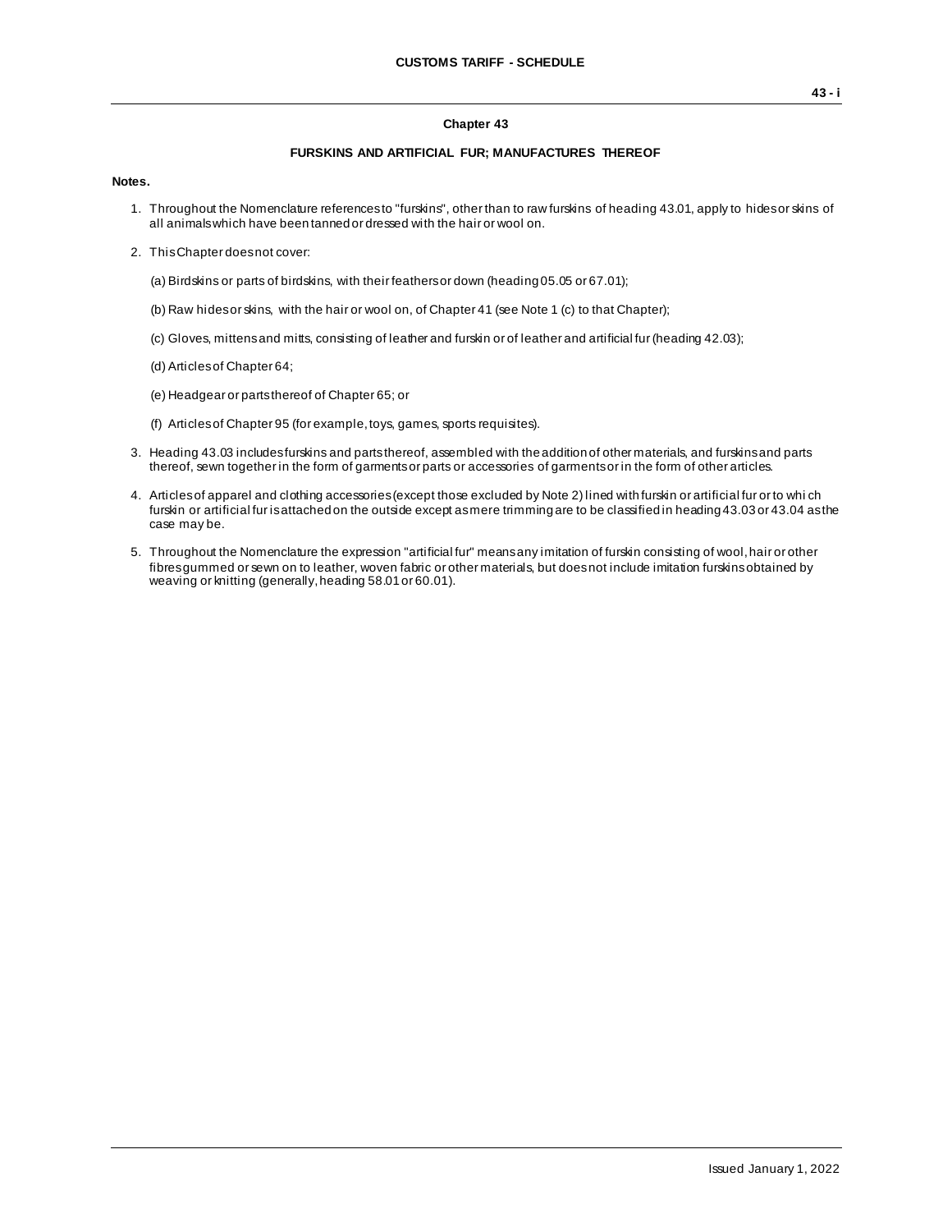## Chapter 43

### FURSKINS AND ARTIFICIAL FUR; MANUFACTURES THEREOF

**Notes.**

1. Throughout the Nomenclature references to "furskins", other than to raw furskins of heading 43.01, apply to hides or skins of all animals which have been tanned or dressed with the hair or wool on.

2. This Chapter does not cover:

   (a) Birdskins or parts of birdskins, with their feathers or down (heading 05.05 or 67.01);

   (b) Raw hides or skins, with the hair or wool on, of Chapter 41 (see Note 1 (c) to that Chapter);

   (c) Gloves, mittens and mitts, consisting of leather and furskin or of leather and artificial fur (heading 42.03);

   (d) Articles of Chapter 64;

   (e) Headgear or parts thereof of Chapter 65; or

   (f) Articles of Chapter 95 (for example, toys, games, sports requisites).

3. Heading 43.03 includes furskins and parts thereof, assembled with the addition of other materials, and furskins and parts thereof, sewn together in the form of garments or parts or accessories of garments or in the form of other articles.

4. Articles of apparel and clothing accessories (except those excluded by Note 2) lined with furskin or artificial fur or to which furskin or artificial fur is attached on the outside except as mere trimming are to be classified in heading 43.03 or 43.04 as the case may be.

5. Throughout the Nomenclature the expression "artificial fur" means any imitation of furskin consisting of wool, hair or other fibres gummed or sewn on to leather, woven fabric or other materials, but does not include imitation furskins obtained by weaving or knitting (generally, heading 58.01 or 60.01).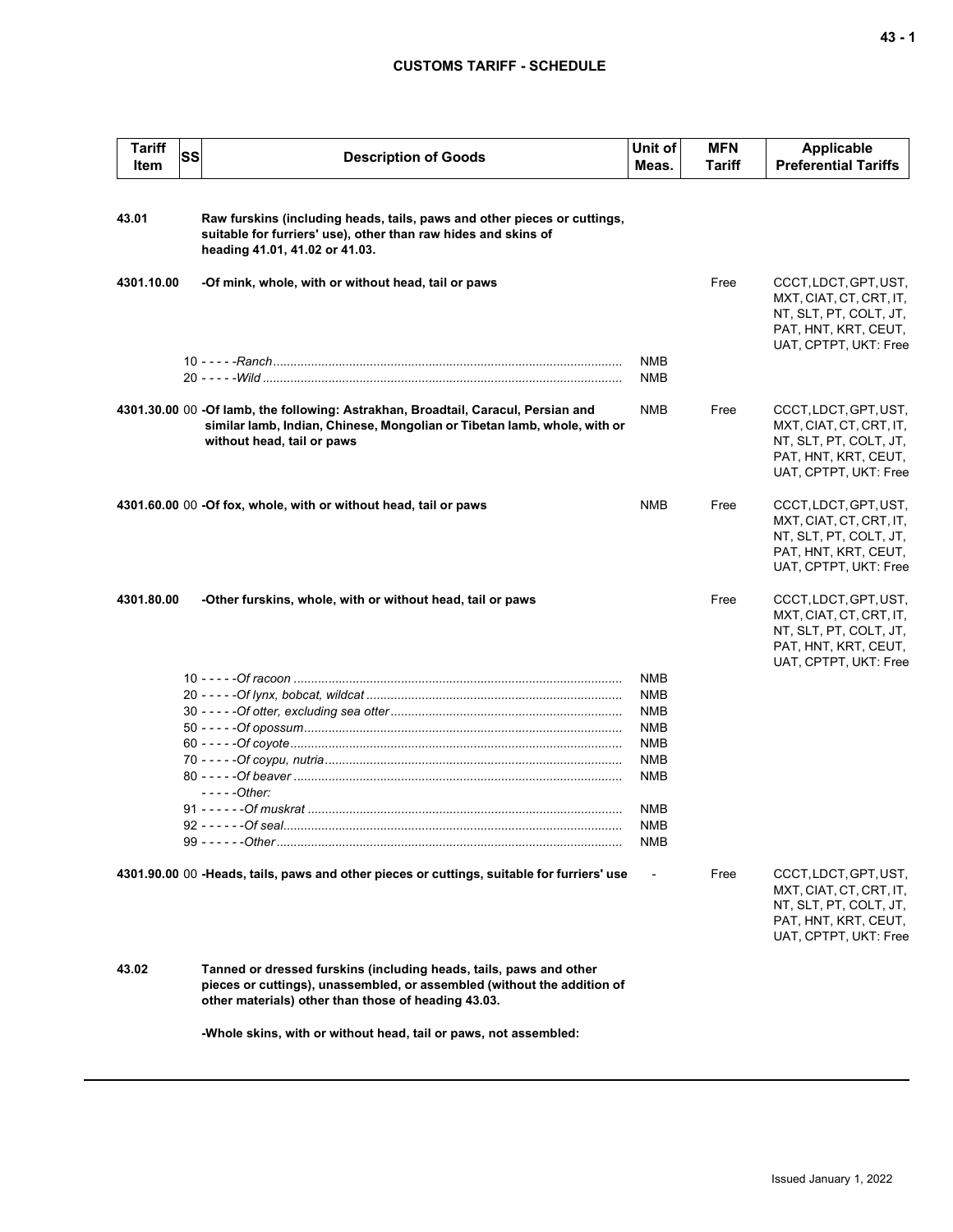## CUSTOMS TARIFF - SCHEDULE

| Tariff Item | SS | Description of Goods | Unit of Meas. | MFN Tariff | Applicable Preferential Tariffs |
|---|---|---|---|---|---|
| 43.01 | | **Raw furskins (including heads, tails, paws and other pieces or cuttings, suitable for furriers' use), other than raw hides and skins of heading 41.01, 41.02 or 41.03.** | | | |
| 4301.10.00 | | **-Of mink, whole, with or without head, tail or paws** | | Free | CCCT, LDCT, GPT, UST, MXT, CIAT, CT, CRT, IT, NT, SLT, PT, COLT, JT, PAT, HNT, KRT, CEUT, UAT, CPTPT, UKT: Free |
| | 10 | - - - - -*Ranch* | NMB | | |
| | 20 | - - - - -*Wild* | NMB | | |
| 4301.30.00 | 00 | **-Of lamb, the following: Astrakhan, Broadtail, Caracul, Persian and similar lamb, Indian, Chinese, Mongolian or Tibetan lamb, whole, with or without head, tail or paws** | NMB | Free | CCCT, LDCT, GPT, UST, MXT, CIAT, CT, CRT, IT, NT, SLT, PT, COLT, JT, PAT, HNT, KRT, CEUT, UAT, CPTPT, UKT: Free |
| 4301.60.00 | 00 | **-Of fox, whole, with or without head, tail or paws** | NMB | Free | CCCT, LDCT, GPT, UST, MXT, CIAT, CT, CRT, IT, NT, SLT, PT, COLT, JT, PAT, HNT, KRT, CEUT, UAT, CPTPT, UKT: Free |
| 4301.80.00 | | **-Other furskins, whole, with or without head, tail or paws** | | Free | CCCT, LDCT, GPT, UST, MXT, CIAT, CT, CRT, IT, NT, SLT, PT, COLT, JT, PAT, HNT, KRT, CEUT, UAT, CPTPT, UKT: Free |
| | 10 | - - - - -*Of racoon* | NMB | | |
| | 20 | - - - - -*Of lynx, bobcat, wildcat* | NMB | | |
| | 30 | - - - - -*Of otter, excluding sea otter* | NMB | | |
| | 50 | - - - - -*Of opossum* | NMB | | |
| | 60 | - - - - -*Of coyote* | NMB | | |
| | 70 | - - - - -*Of coypu, nutria* | NMB | | |
| | 80 | - - - - -*Of beaver* | NMB | | |
| | | - - - - -*Other:* | | | |
| | 91 | - - - - - -*Of muskrat* | NMB | | |
| | 92 | - - - - - -*Of seal* | NMB | | |
| | 99 | - - - - - -*Other* | NMB | | |
| 4301.90.00 | 00 | **-Heads, tails, paws and other pieces or cuttings, suitable for furriers' use** | - | Free | CCCT, LDCT, GPT, UST, MXT, CIAT, CT, CRT, IT, NT, SLT, PT, COLT, JT, PAT, HNT, KRT, CEUT, UAT, CPTPT, UKT: Free |
| 43.02 | | **Tanned or dressed furskins (including heads, tails, paws and other pieces or cuttings), unassembled, or assembled (without the addition of other materials) other than those of heading 43.03.** | | | |
| | | **-Whole skins, with or without head, tail or paws, not assembled:** | | | |

Issued January 1, 2022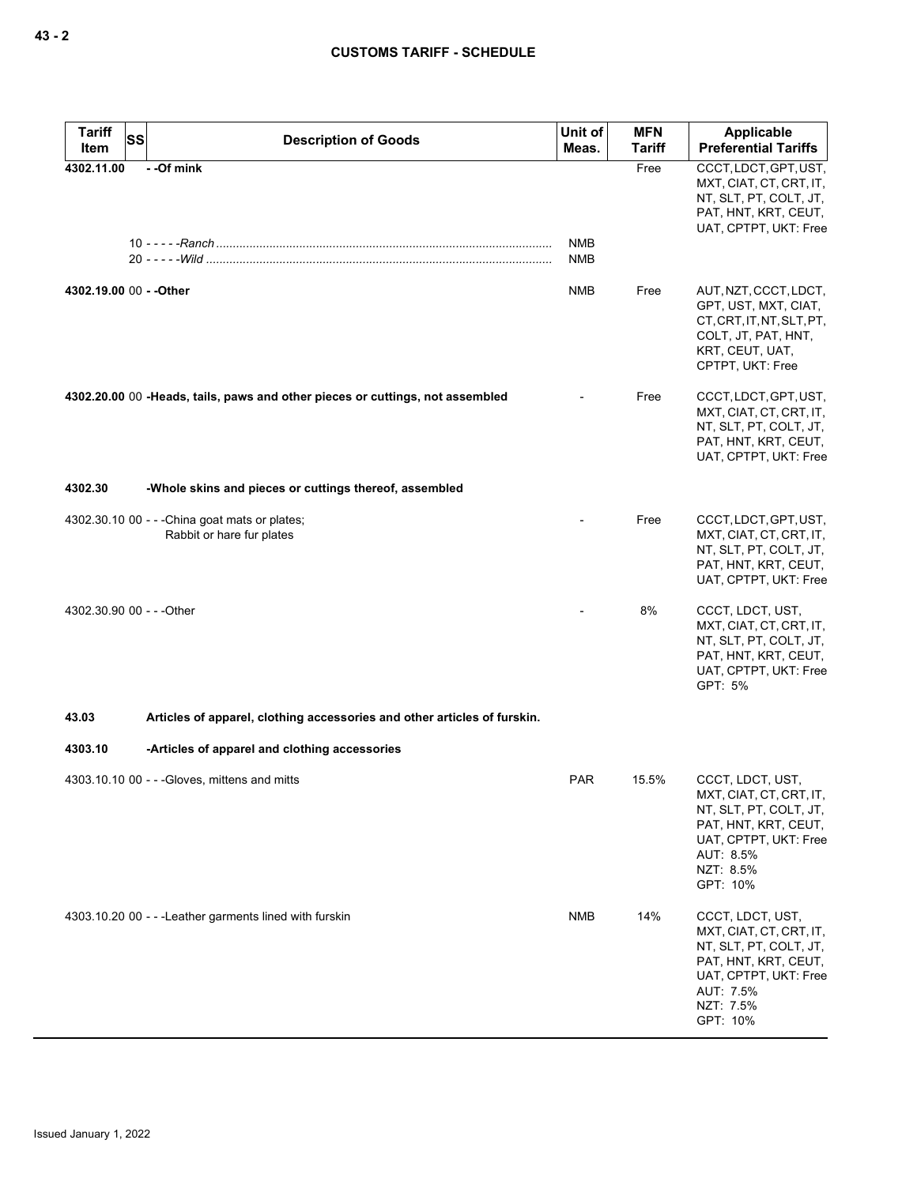| Tariff Item | SS | Description of Goods | Unit of Meas. | MFN Tariff | Applicable Preferential Tariffs |
|---|---|---|---|---|---|
| 4302.11.00 | | - -Of mink | | Free | CCCT, LDCT, GPT, UST, MXT, CIAT, CT, CRT, IT, NT, SLT, PT, COLT, JT, PAT, HNT, KRT, CEUT, UAT, CPTPT, UKT: Free |
| | 10 | - - - - -*Ranch* | NMB | | |
| | 20 | - - - - -*Wild* | NMB | | |
| 4302.19.00 | 00 | - -Other | NMB | Free | AUT, NZT, CCCT, LDCT, GPT, UST, MXT, CIAT, CT, CRT, IT, NT, SLT, PT, COLT, JT, PAT, HNT, KRT, CEUT, UAT, CPTPT, UKT: Free |
| 4302.20.00 | 00 | -Heads, tails, paws and other pieces or cuttings, not assembled | - | Free | CCCT, LDCT, GPT, UST, MXT, CIAT, CT, CRT, IT, NT, SLT, PT, COLT, JT, PAT, HNT, KRT, CEUT, UAT, CPTPT, UKT: Free |
| 4302.30 | | -Whole skins and pieces or cuttings thereof, assembled | | | |
| 4302.30.10 | 00 | - - -China goat mats or plates; Rabbit or hare fur plates | - | Free | CCCT, LDCT, GPT, UST, MXT, CIAT, CT, CRT, IT, NT, SLT, PT, COLT, JT, PAT, HNT, KRT, CEUT, UAT, CPTPT, UKT: Free |
| 4302.30.90 | 00 | - - -Other | - | 8% | CCCT, LDCT, UST, MXT, CIAT, CT, CRT, IT, NT, SLT, PT, COLT, JT, PAT, HNT, KRT, CEUT, UAT, CPTPT, UKT: Free<br>GPT: 5% |
| 43.03 | | Articles of apparel, clothing accessories and other articles of furskin. | | | |
| 4303.10 | | -Articles of apparel and clothing accessories | | | |
| 4303.10.10 | 00 | - - -Gloves, mittens and mitts | PAR | 15.5% | CCCT, LDCT, UST, MXT, CIAT, CT, CRT, IT, NT, SLT, PT, COLT, JT, PAT, HNT, KRT, CEUT, UAT, CPTPT, UKT: Free<br>AUT: 8.5%<br>NZT: 8.5%<br>GPT: 10% |
| 4303.10.20 | 00 | - - -Leather garments lined with furskin | NMB | 14% | CCCT, LDCT, UST, MXT, CIAT, CT, CRT, IT, NT, SLT, PT, COLT, JT, PAT, HNT, KRT, CEUT, UAT, CPTPT, UKT: Free<br>AUT: 7.5%<br>NZT: 7.5%<br>GPT: 10% |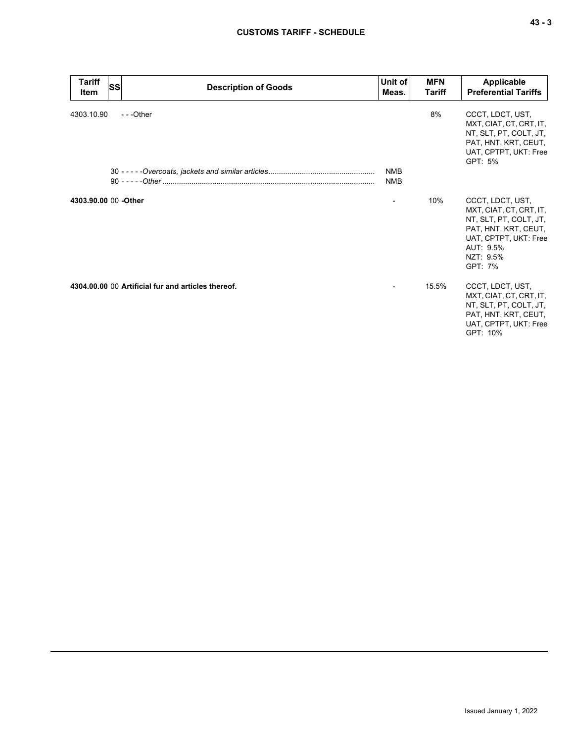| Tariff Item | SS | Description of Goods | Unit of Meas. | MFN Tariff | Applicable Preferential Tariffs |
|---|---|---|---|---|---|
| 4303.10.90 | | - - -Other | | 8% | CCCT, LDCT, UST, MXT, CIAT, CT, CRT, IT, NT, SLT, PT, COLT, JT, PAT, HNT, KRT, CEUT, UAT, CPTPT, UKT: Free<br>GPT: 5% |
| | 30 | - - - - -*Overcoats, jackets and similar articles* | NMB | | |
| | 90 | - - - - -*Other* | NMB | | |
| **4303.90.00** | 00 | **-Other** | - | 10% | CCCT, LDCT, UST, MXT, CIAT, CT, CRT, IT, NT, SLT, PT, COLT, JT, PAT, HNT, KRT, CEUT, UAT, CPTPT, UKT: Free<br>AUT: 9.5%<br>NZT: 9.5%<br>GPT: 7% |
| **4304.00.00** | 00 | **Artificial fur and articles thereof.** | - | 15.5% | CCCT, LDCT, UST, MXT, CIAT, CT, CRT, IT, NT, SLT, PT, COLT, JT, PAT, HNT, KRT, CEUT, UAT, CPTPT, UKT: Free<br>GPT: 10% |